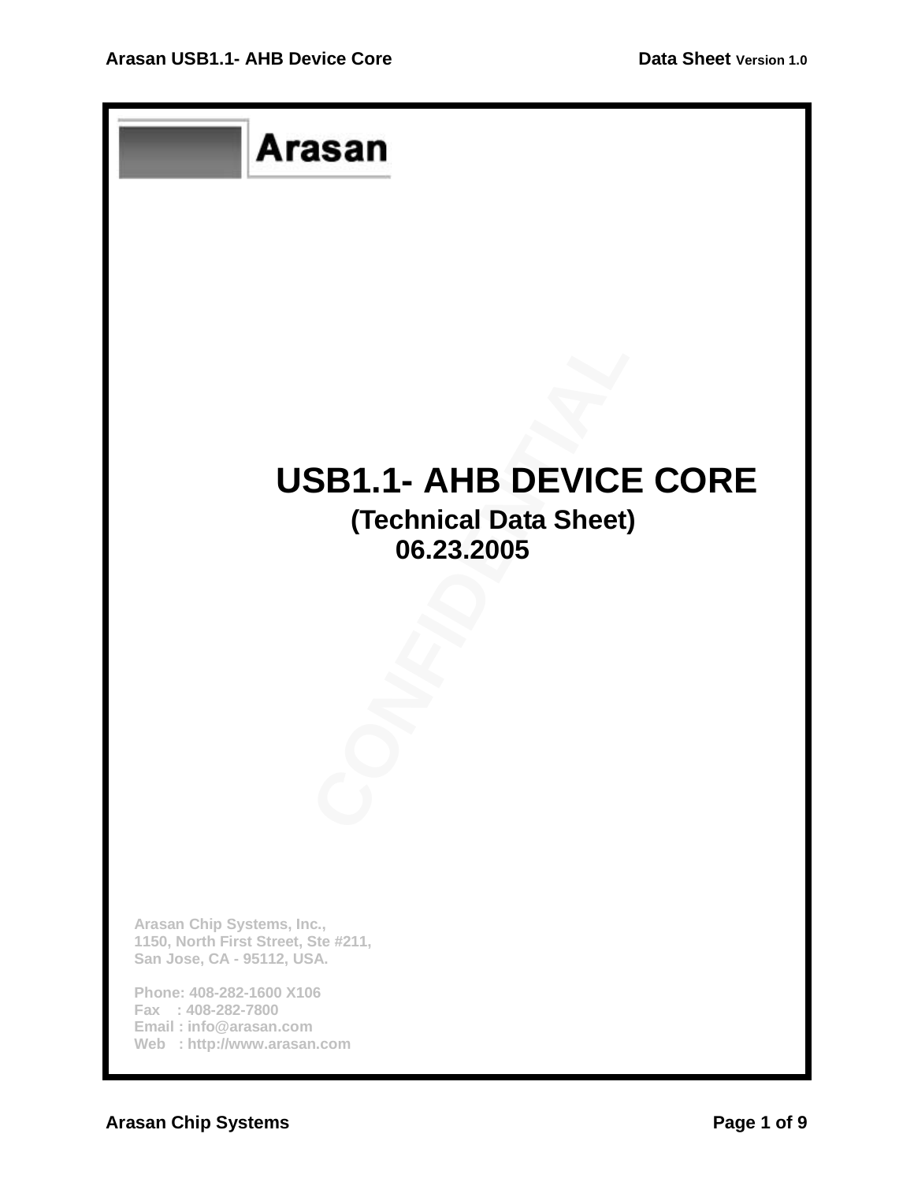Arasan

# USB1.1- AHB DEVICE CORE

**(Technical Data Sheet)**

**06.23.2005**

CONFIDENTIAL

Arasan Chip Systems, Inc.,
1150, North First Street, Ste #211,
San Jose, CA - 95112, USA.

Phone: 408-282-1600 X106
Fax : 408-282-7800
Email : info@arasan.com
Web : http://www.arasan.com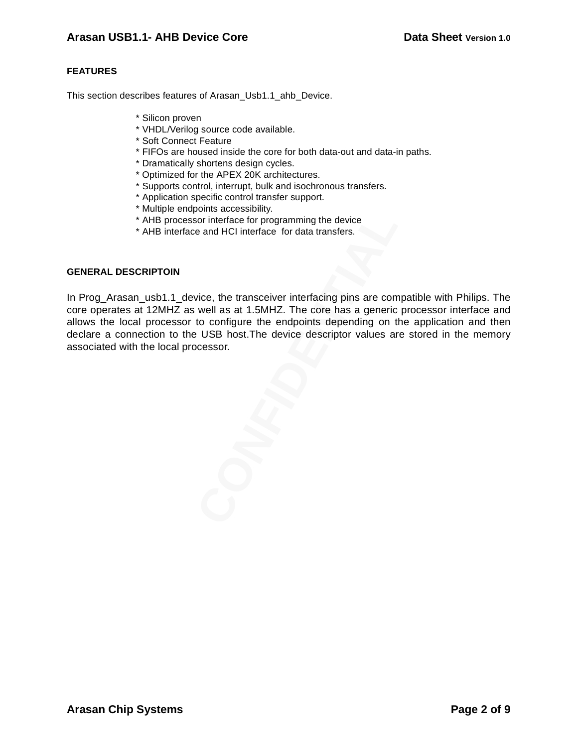## FEATURES

This section describes features of Arasan_Usb1.1_ahb_Device.

* Silicon proven
* VHDL/Verilog source code available.
* Soft Connect Feature
* FIFOs are housed inside the core for both data-out and data-in paths.
* Dramatically shortens design cycles.
* Optimized for the APEX 20K architectures.
* Supports control, interrupt, bulk and isochronous transfers.
* Application specific control transfer support.
* Multiple endpoints accessibility.
* AHB processor interface for programming the device
* AHB interface and HCI interface for data transfers.

## GENERAL DESCRIPTOIN

In Prog_Arasan_usb1.1_device, the transceiver interfacing pins are compatible with Philips. The core operates at 12MHZ as well as at 1.5MHZ. The core has a generic processor interface and allows the local processor to configure the endpoints depending on the application and then declare a connection to the USB host.The device descriptor values are stored in the memory associated with the local processor.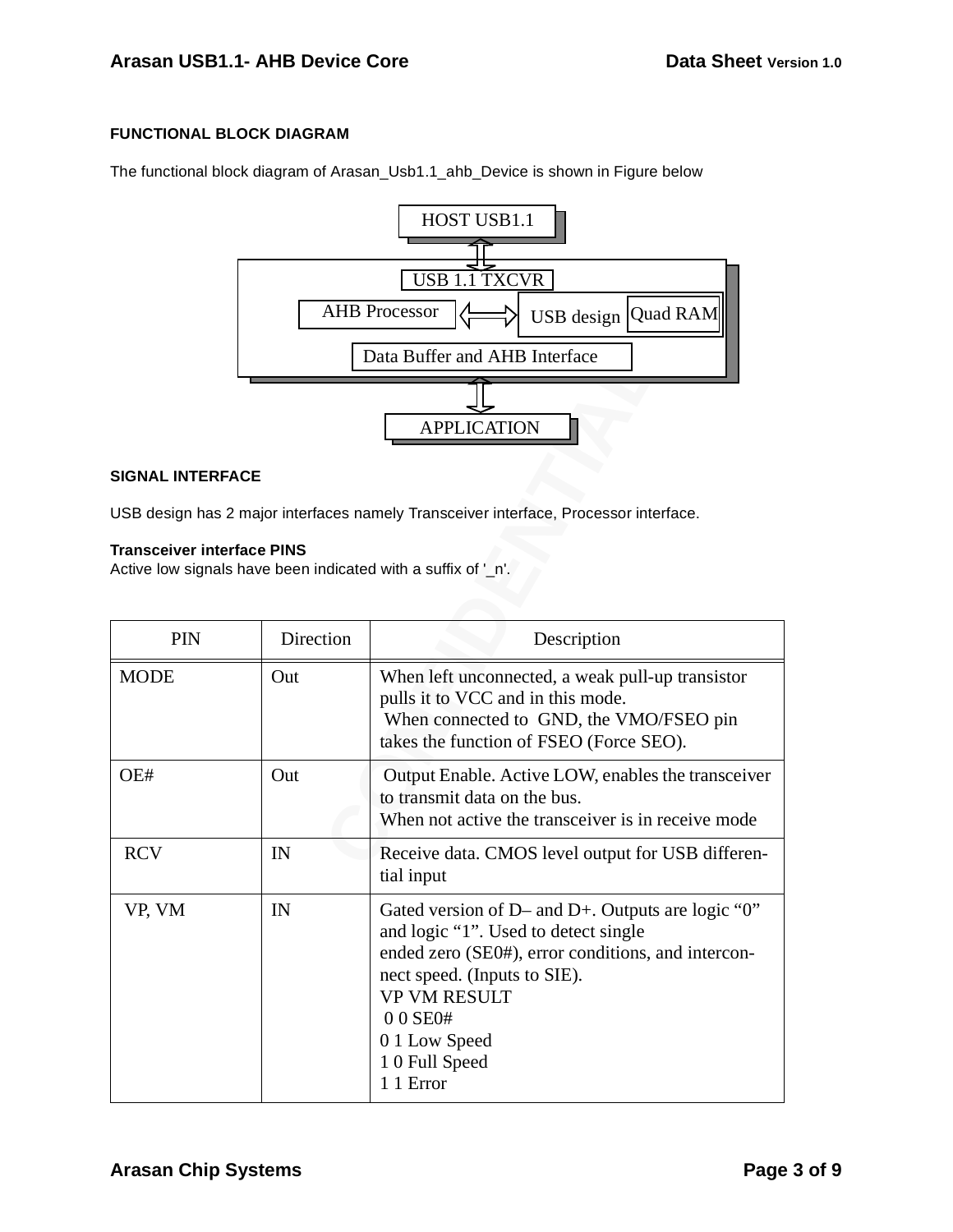### FUNCTIONAL BLOCK DIAGRAM

The functional block diagram of Arasan_Usb1.1_ahb_Device is shown in Figure below

HOST USB1.1

USB 1.1 TXCVR

AHB Processor

USB design

Quad RAM

Data Buffer and AHB Interface

APPLICATION

### SIGNAL INTERFACE

USB design has 2 major interfaces namely Transceiver interface, Processor interface.

**Transceiver interface PINS**
Active low signals have been indicated with a suffix of '_n'.

| PIN | Direction | Description |
|---|---|---|
| MODE | Out | When left unconnected, a weak pull-up transistor pulls it to VCC and in this mode. When connected to GND, the VMO/FSEO pin takes the function of FSEO (Force SEO). |
| OE# | Out | Output Enable. Active LOW, enables the transceiver to transmit data on the bus. When not active the transceiver is in receive mode |
| RCV | IN | Receive data. CMOS level output for USB differential input |
| VP, VM | IN | Gated version of D– and D+. Outputs are logic "0" and logic "1". Used to detect single ended zero (SE0#), error conditions, and interconnect speed. (Inputs to SIE).<br>VP VM RESULT<br>0 0 SE0#<br>0 1 Low Speed<br>1 0 Full Speed<br>1 1 Error |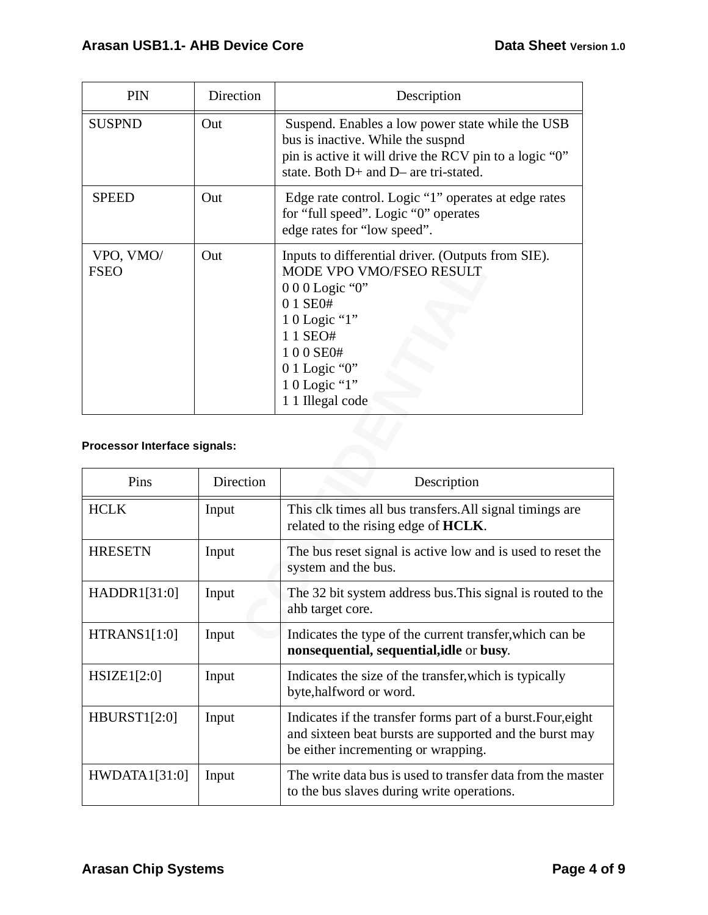| PIN | Direction | Description |
|---|---|---|
| SUSPND | Out | Suspend. Enables a low power state while the USB bus is inactive. While the suspnd pin is active it will drive the RCV pin to a logic “0” state. Both D+ and D– are tri-stated. |
| SPEED | Out | Edge rate control. Logic “1” operates at edge rates for “full speed”. Logic “0” operates edge rates for “low speed”. |
| VPO, VMO/ FSEO | Out | Inputs to differential driver. (Outputs from SIE).<br>MODE VPO VMO/FSEO RESULT<br>0 0 0 Logic “0”<br>0 1 SE0#<br>1 0 Logic “1”<br>1 1 SEO#<br>1 0 0 SE0#<br>0 1 Logic “0”<br>1 0 Logic “1”<br>1 1 Illegal code |

**Processor Interface signals:**

| Pins | Direction | Description |
|---|---|---|
| HCLK | Input | This clk times all bus transfers.All signal timings are related to the rising edge of **HCLK**. |
| HRESETN | Input | The bus reset signal is active low and is used to reset the system and the bus. |
| HADDR1[31:0] | Input | The 32 bit system address bus.This signal is routed to the ahb target core. |
| HTRANS1[1:0] | Input | Indicates the type of the current transfer,which can be **nonsequential, sequential,idle** or **busy**. |
| HSIZE1[2:0] | Input | Indicates the size of the transfer,which is typically byte,halfword or word. |
| HBURST1[2:0] | Input | Indicates if the transfer forms part of a burst.Four,eight and sixteen beat bursts are supported and the burst may be either incrementing or wrapping. |
| HWDATA1[31:0] | Input | The write data bus is used to transfer data from the master to the bus slaves during write operations. |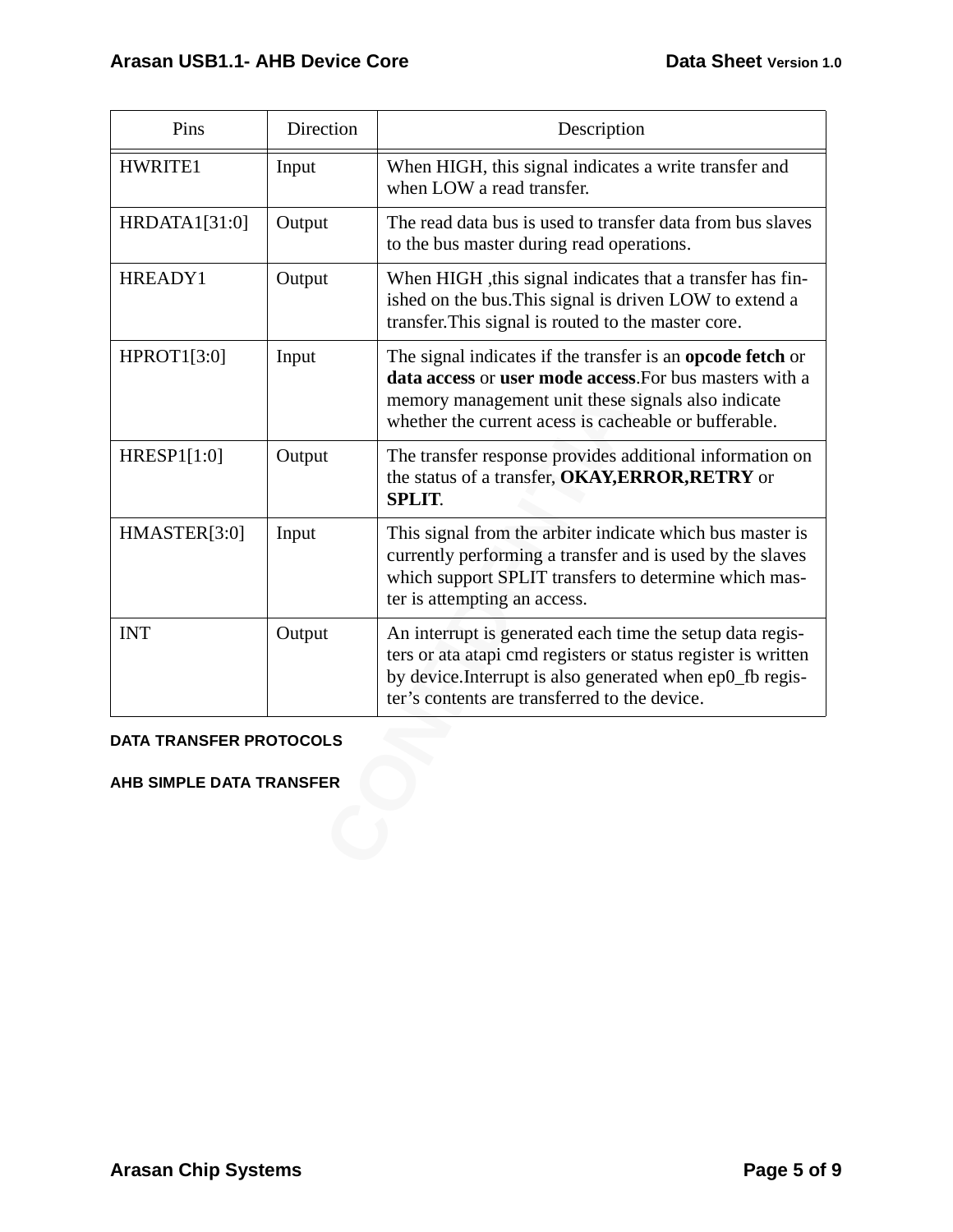| Pins | Direction | Description |
| --- | --- | --- |
| HWRITE1 | Input | When HIGH, this signal indicates a write transfer and when LOW a read transfer. |
| HRDATA1[31:0] | Output | The read data bus is used to transfer data from bus slaves to the bus master during read operations. |
| HREADY1 | Output | When HIGH ,this signal indicates that a transfer has finished on the bus.This signal is driven LOW to extend a transfer.This signal is routed to the master core. |
| HPROT1[3:0] | Input | The signal indicates if the transfer is an **opcode fetch** or **data access** or **user mode access**.For bus masters with a memory management unit these signals also indicate whether the current acess is cacheable or bufferable. |
| HRESP1[1:0] | Output | The transfer response provides additional information on the status of a transfer, **OKAY,ERROR,RETRY** or **SPLIT**. |
| HMASTER[3:0] | Input | This signal from the arbiter indicate which bus master is currently performing a transfer and is used by the slaves which support SPLIT transfers to determine which master is attempting an access. |
| INT | Output | An interrupt is generated each time the setup data registers or ata atapi cmd registers or status register is written by device.Interrupt is also generated when ep0_fb register's contents are transferred to the device. |

## DATA TRANSFER PROTOCOLS

### AHB SIMPLE DATA TRANSFER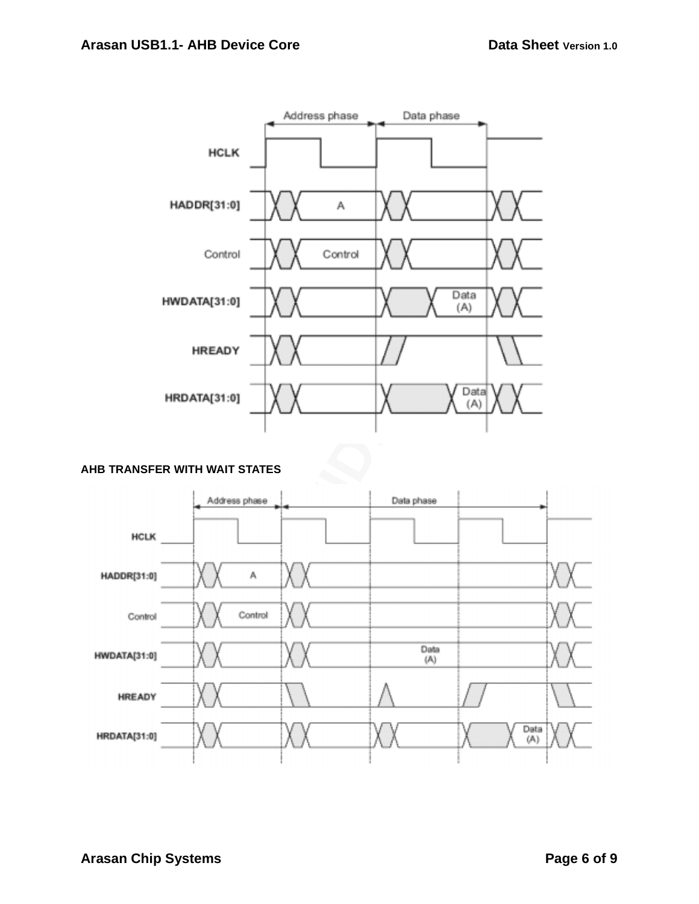Address phase | Data phase

HCLK

HADDR[31:0] — A

Control — Control

HWDATA[31:0] — Data (A)

HREADY

HRDATA[31:0] — Data (A)

**AHB TRANSFER WITH WAIT STATES**

Address phase | Data phase

HCLK

HADDR[31:0] — A

Control — Control

HWDATA[31:0] — Data (A)

HREADY

HRDATA[31:0] — Data (A)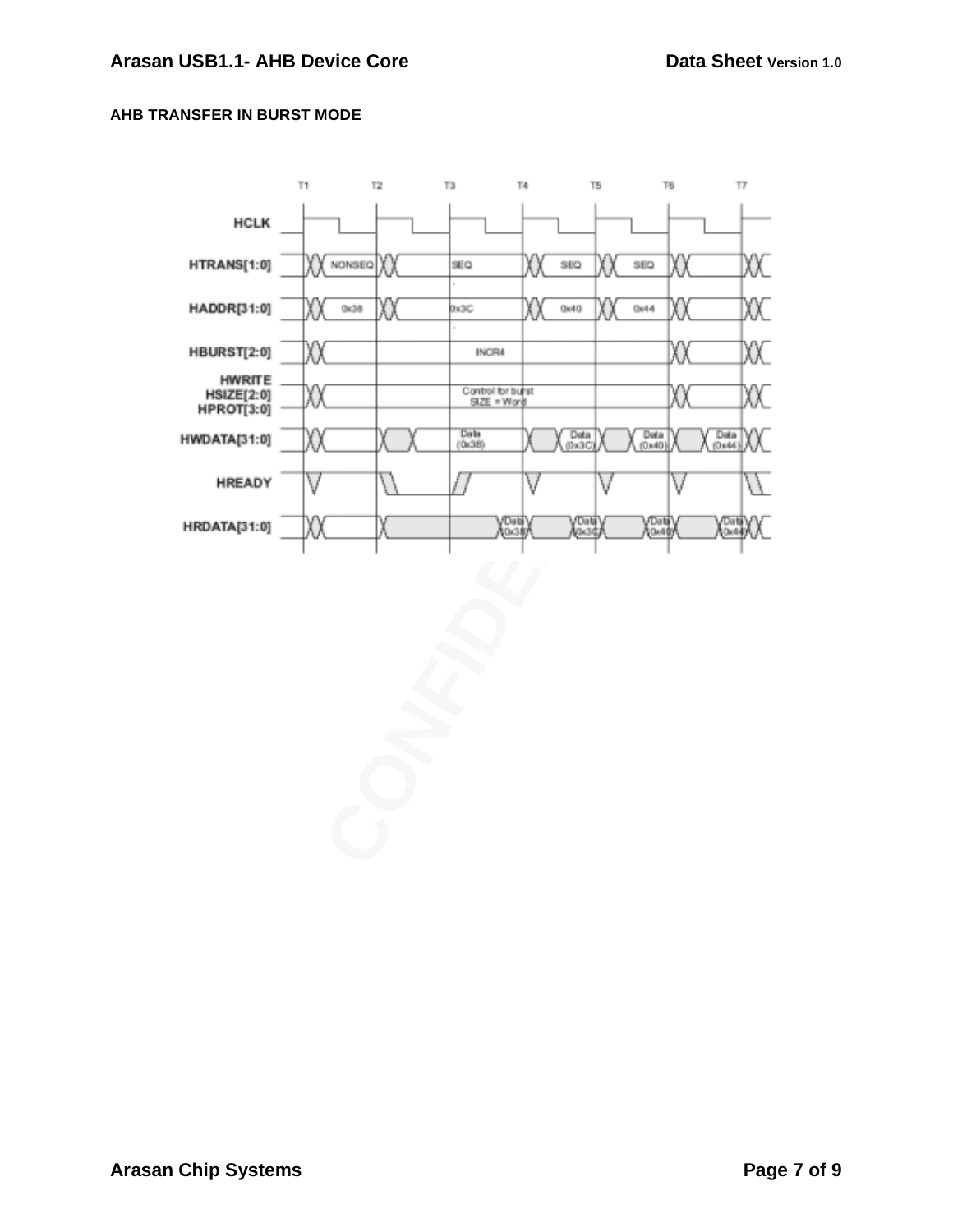**AHB TRANSFER IN BURST MODE**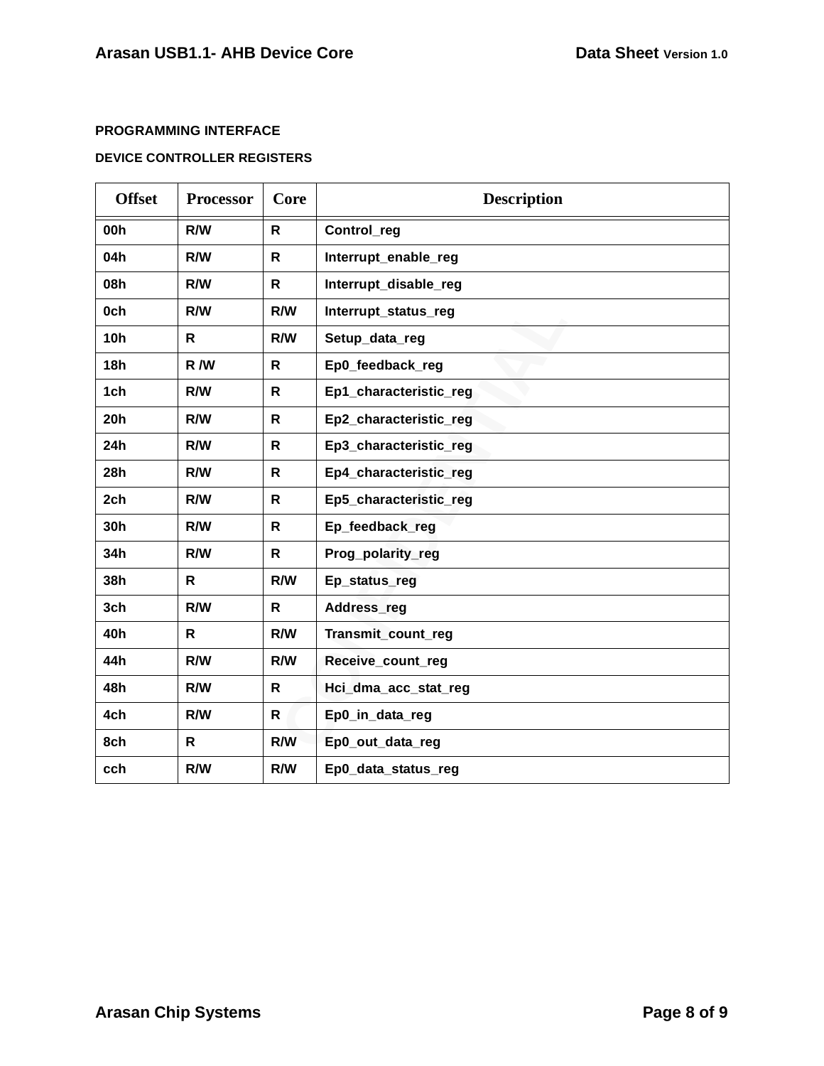## PROGRAMMING INTERFACE

### DEVICE CONTROLLER REGISTERS

| Offset | Processor | Core | Description |
|---|---|---|---|
| 00h | R/W | R | Control_reg |
| 04h | R/W | R | Interrupt_enable_reg |
| 08h | R/W | R | Interrupt_disable_reg |
| 0ch | R/W | R/W | Interrupt_status_reg |
| 10h | R | R/W | Setup_data_reg |
| 18h | R /W | R | Ep0_feedback_reg |
| 1ch | R/W | R | Ep1_characteristic_reg |
| 20h | R/W | R | Ep2_characteristic_reg |
| 24h | R/W | R | Ep3_characteristic_reg |
| 28h | R/W | R | Ep4_characteristic_reg |
| 2ch | R/W | R | Ep5_characteristic_reg |
| 30h | R/W | R | Ep_feedback_reg |
| 34h | R/W | R | Prog_polarity_reg |
| 38h | R | R/W | Ep_status_reg |
| 3ch | R/W | R | Address_reg |
| 40h | R | R/W | Transmit_count_reg |
| 44h | R/W | R/W | Receive_count_reg |
| 48h | R/W | R | Hci_dma_acc_stat_reg |
| 4ch | R/W | R | Ep0_in_data_reg |
| 8ch | R | R/W | Ep0_out_data_reg |
| cch | R/W | R/W | Ep0_data_status_reg |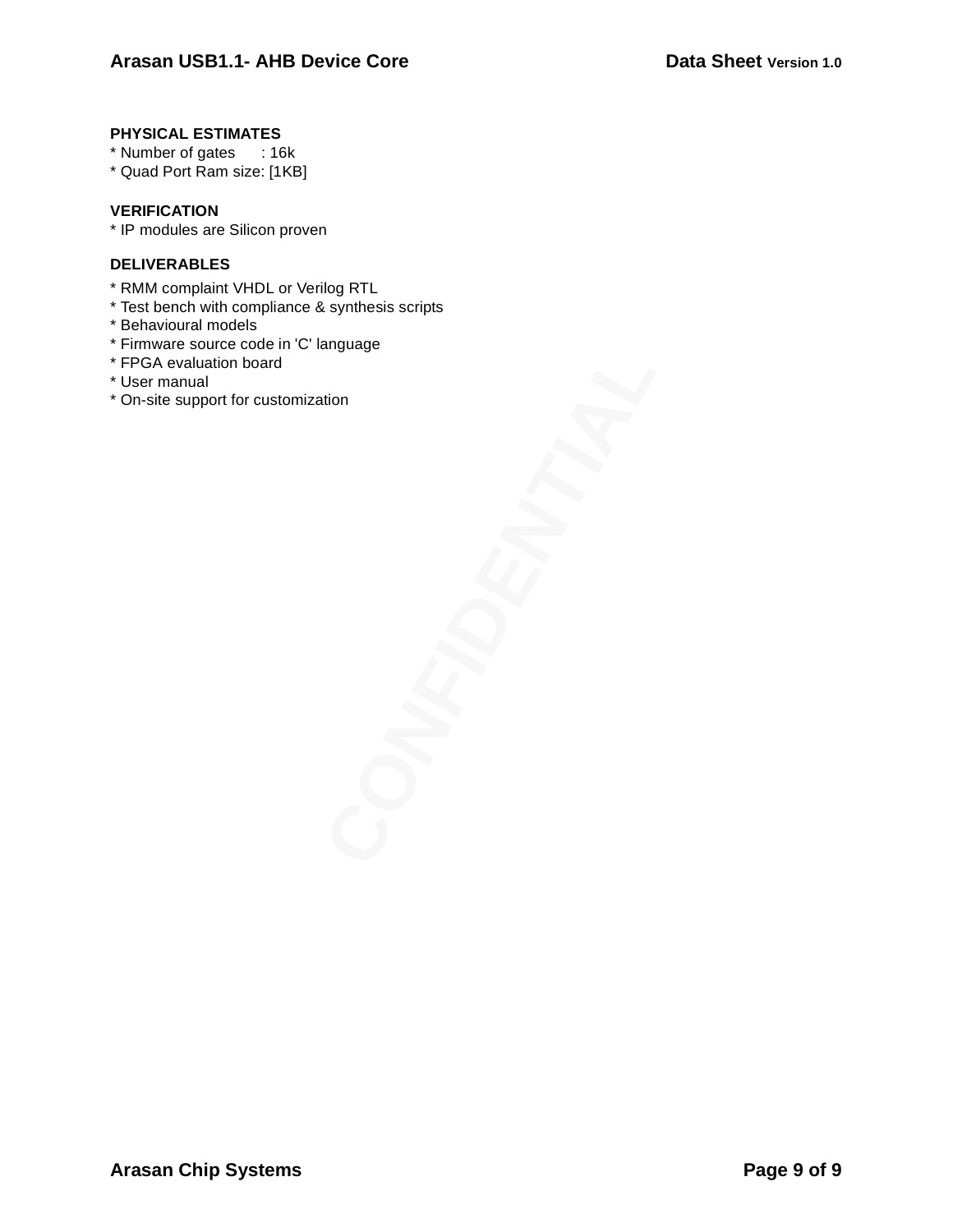## PHYSICAL ESTIMATES

* Number of gates : 16k
* Quad Port Ram size: [1KB]

## VERIFICATION

* IP modules are Silicon proven

## DELIVERABLES

* RMM complaint VHDL or Verilog RTL
* Test bench with compliance & synthesis scripts
* Behavioural models
* Firmware source code in 'C' language
* FPGA evaluation board
* User manual
* On-site support for customization